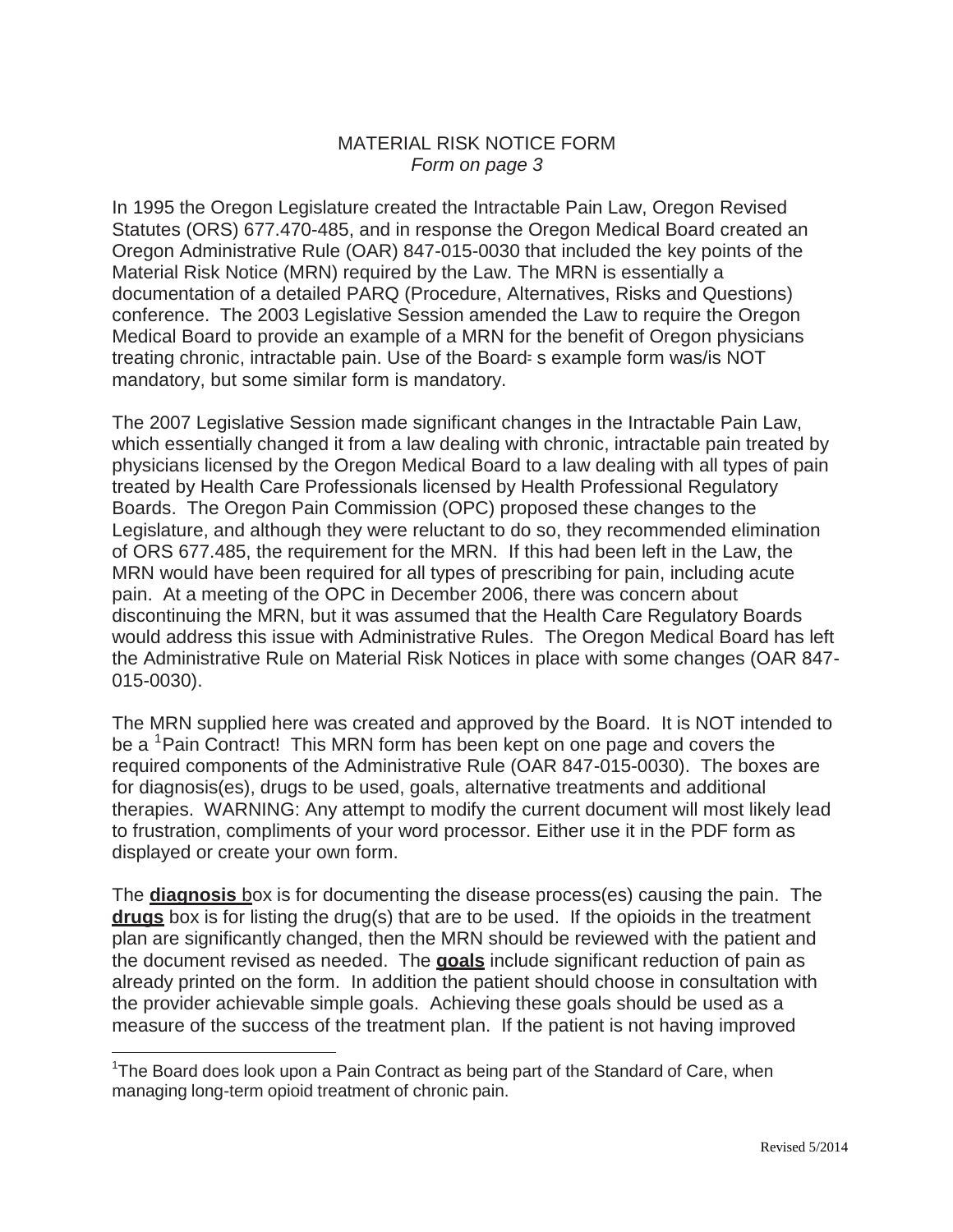# MATERIAL RISK NOTICE FORM

*Form on page 3*

In 1995 the Oregon Legislature created the Intractable Pain Law, Oregon Revised Statutes (ORS) 677.470-485, and in response the Oregon Medical Board created an Oregon Administrative Rule (OAR) 847-015-0030 that included the key points of the Material Risk Notice (MRN) required by the Law. The MRN is essentially a documentation of a detailed PARQ (Procedure, Alternatives, Risks and Questions) conference. The 2003 Legislative Session amended the Law to require the Oregon Medical Board to provide an example of a MRN for the benefit of Oregon physicians treating chronic, intractable pain. Use of the Board= s example form was/is NOT mandatory, but some similar form is mandatory.

The 2007 Legislative Session made significant changes in the Intractable Pain Law, which essentially changed it from a law dealing with chronic, intractable pain treated by physicians licensed by the Oregon Medical Board to a law dealing with all types of pain treated by Health Care Professionals licensed by Health Professional Regulatory Boards. The Oregon Pain Commission (OPC) proposed these changes to the Legislature, and although they were reluctant to do so, they recommended elimination of ORS 677.485, the requirement for the MRN. If this had been left in the Law, the MRN would have been required for all types of prescribing for pain, including acute pain. At a meeting of the OPC in December 2006, there was concern about discontinuing the MRN, but it was assumed that the Health Care Regulatory Boards would address this issue with Administrative Rules. The Oregon Medical Board has left the Administrative Rule on Material Risk Notices in place with some changes (OAR 847-015-0030).

The MRN supplied here was created and approved by the Board. It is NOT intended to be a [1]Pain Contract! This MRN form has been kept on one page and covers the required components of the Administrative Rule (OAR 847-015-0030). The boxes are for diagnosis(es), drugs to be used, goals, alternative treatments and additional therapies. WARNING: Any attempt to modify the current document will most likely lead to frustration, compliments of your word processor. Either use it in the PDF form as displayed or create your own form.

The **diagnosis** box is for documenting the disease process(es) causing the pain. The **drugs** box is for listing the drug(s) that are to be used. If the opioids in the treatment plan are significantly changed, then the MRN should be reviewed with the patient and the document revised as needed. The **goals** include significant reduction of pain as already printed on the form. In addition the patient should choose in consultation with the provider achievable simple goals. Achieving these goals should be used as a measure of the success of the treatment plan. If the patient is not having improved

[1]The Board does look upon a Pain Contract as being part of the Standard of Care, when managing long-term opioid treatment of chronic pain.

Revised 5/2014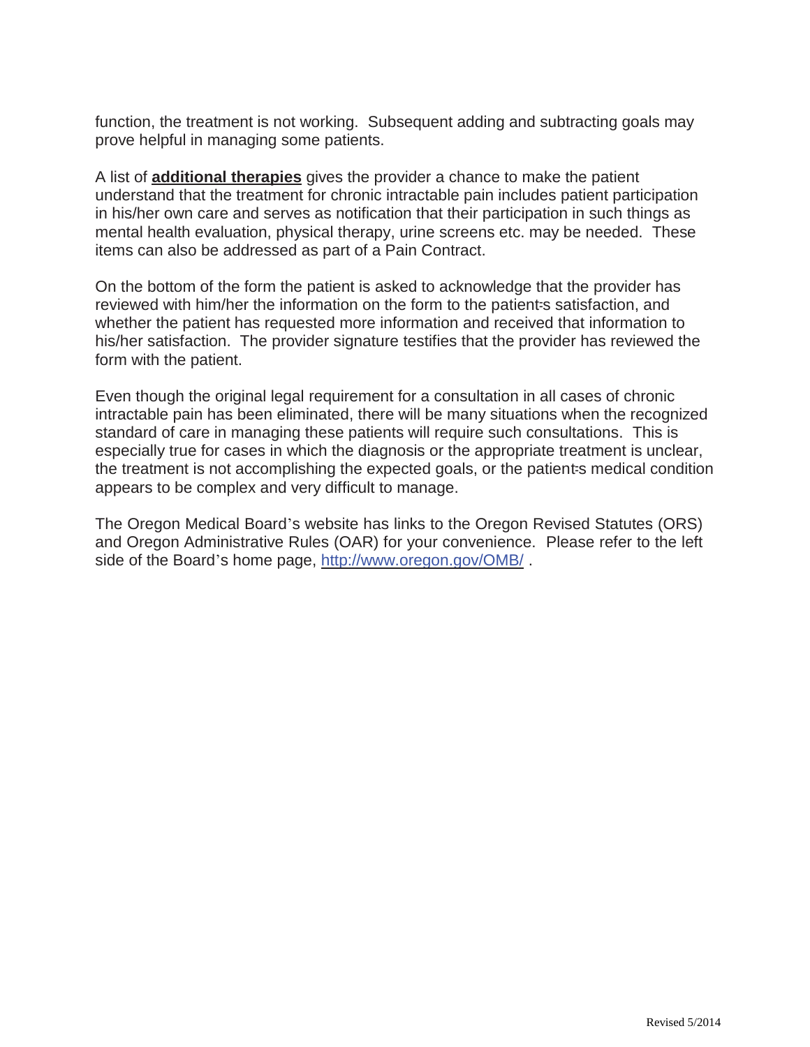function, the treatment is not working. Subsequent adding and subtracting goals may prove helpful in managing some patients.

A list of **additional therapies** gives the provider a chance to make the patient understand that the treatment for chronic intractable pain includes patient participation in his/her own care and serves as notification that their participation in such things as mental health evaluation, physical therapy, urine screens etc. may be needed. These items can also be addressed as part of a Pain Contract.

On the bottom of the form the patient is asked to acknowledge that the provider has reviewed with him/her the information on the form to the patient's satisfaction, and whether the patient has requested more information and received that information to his/her satisfaction. The provider signature testifies that the provider has reviewed the form with the patient.

Even though the original legal requirement for a consultation in all cases of chronic intractable pain has been eliminated, there will be many situations when the recognized standard of care in managing these patients will require such consultations. This is especially true for cases in which the diagnosis or the appropriate treatment is unclear, the treatment is not accomplishing the expected goals, or the patient's medical condition appears to be complex and very difficult to manage.

The Oregon Medical Board's website has links to the Oregon Revised Statutes (ORS) and Oregon Administrative Rules (OAR) for your convenience. Please refer to the left side of the Board's home page, http://www.oregon.gov/OMB/ .

Revised 5/2014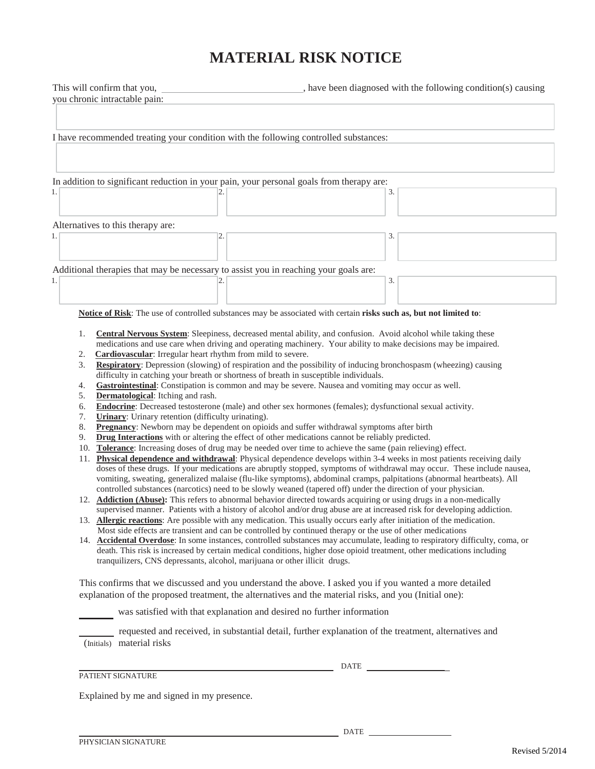# MATERIAL RISK NOTICE

This will confirm that you, ____________________________, have been diagnosed with the following condition(s) causing you chronic intractable pain:

| |
|---|
| |

I have recommended treating your condition with the following controlled substances:

| |
|---|
| |

In addition to significant reduction in your pain, your personal goals from therapy are:

| 1. | 2. | 3. |
|---|---|---|
| | | |

Alternatives to this therapy are:

| 1. | 2. | 3. |
|---|---|---|
| | | |

Additional therapies that may be necessary to assist you in reaching your goals are:

| 1. | 2. | 3. |
|---|---|---|
| | | |

**Notice of Risk**: The use of controlled substances may be associated with certain **risks such as, but not limited to**:

1. **Central Nervous System**: Sleepiness, decreased mental ability, and confusion. Avoid alcohol while taking these medications and use care when driving and operating machinery. Your ability to make decisions may be impaired.
2. **Cardiovascular**: Irregular heart rhythm from mild to severe.
3. **Respiratory**: Depression (slowing) of respiration and the possibility of inducing bronchospasm (wheezing) causing difficulty in catching your breath or shortness of breath in susceptible individuals.
4. **Gastrointestinal**: Constipation is common and may be severe. Nausea and vomiting may occur as well.
5. **Dermatological**: Itching and rash.
6. **Endocrine**: Decreased testosterone (male) and other sex hormones (females); dysfunctional sexual activity.
7. **Urinary**: Urinary retention (difficulty urinating).
8. **Pregnancy**: Newborn may be dependent on opioids and suffer withdrawal symptoms after birth
9. **Drug Interactions** with or altering the effect of other medications cannot be reliably predicted.
10. **Tolerance**: Increasing doses of drug may be needed over time to achieve the same (pain relieving) effect.
11. **Physical dependence and withdrawal**: Physical dependence develops within 3-4 weeks in most patients receiving daily doses of these drugs. If your medications are abruptly stopped, symptoms of withdrawal may occur. These include nausea, vomiting, sweating, generalized malaise (flu-like symptoms), abdominal cramps, palpitations (abnormal heartbeats). All controlled substances (narcotics) need to be slowly weaned (tapered off) under the direction of your physician.
12. **Addiction (Abuse):** This refers to abnormal behavior directed towards acquiring or using drugs in a non-medically supervised manner. Patients with a history of alcohol and/or drug abuse are at increased risk for developing addiction.
13. **Allergic reactions**: Are possible with any medication. This usually occurs early after initiation of the medication. Most side effects are transient and can be controlled by continued therapy or the use of other medications
14. **Accidental Overdose**: In some instances, controlled substances may accumulate, leading to respiratory difficulty, coma, or death. This risk is increased by certain medical conditions, higher dose opioid treatment, other medications including tranquilizers, CNS depressants, alcohol, marijuana or other illicit drugs.

This confirms that we discussed and you understand the above. I asked you if you wanted a more detailed explanation of the proposed treatment, the alternatives and the material risks, and you (Initial one):

_______ was satisfied with that explanation and desired no further information

_______ requested and received, in substantial detail, further explanation of the treatment, alternatives and material risks
(Initials)

_________________________________________________ DATE __________________
PATIENT SIGNATURE

Explained by me and signed in my presence.

_________________________________________________ DATE __________________
PHYSICIAN SIGNATURE

Revised 5/2014